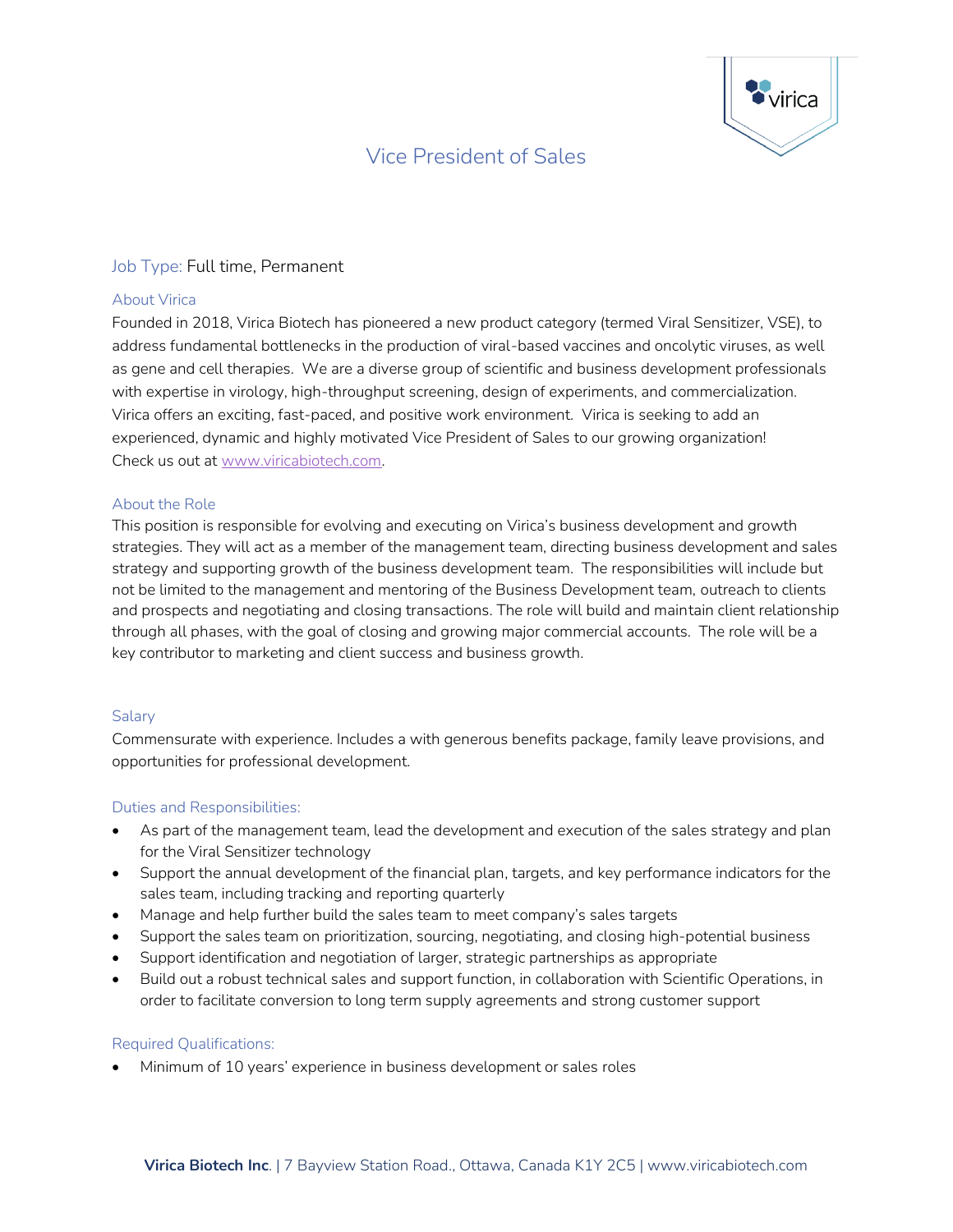# Vice President of Sales

**Job Type:** Full time, Permanent

## About Virica

Founded in 2018, Virica Biotech has pioneered a new product category (termed Viral Sensitizer, VSE), to address fundamental bottlenecks in the production of viral-based vaccines and oncolytic viruses, as well as gene and cell therapies. We are a diverse group of scientific and business development professionals with expertise in virology, high-throughput screening, design of experiments, and commercialization. Virica offers an exciting, fast-paced, and positive work environment. Virica is seeking to add an experienced, dynamic and highly motivated Vice President of Sales to our growing organization! Check us out at www.viricabiotech.com.

## About the Role

This position is responsible for evolving and executing on Virica's business development and growth strategies. They will act as a member of the management team, directing business development and sales strategy and supporting growth of the business development team. The responsibilities will include but not be limited to the management and mentoring of the Business Development team, outreach to clients and prospects and negotiating and closing transactions. The role will build and maintain client relationship through all phases, with the goal of closing and growing major commercial accounts. The role will be a key contributor to marketing and client success and business growth.

## Salary

Commensurate with experience. Includes a with generous benefits package, family leave provisions, and opportunities for professional development.

## Duties and Responsibilities:

- As part of the management team, lead the development and execution of the sales strategy and plan for the Viral Sensitizer technology
- Support the annual development of the financial plan, targets, and key performance indicators for the sales team, including tracking and reporting quarterly
- Manage and help further build the sales team to meet company's sales targets
- Support the sales team on prioritization, sourcing, negotiating, and closing high-potential business
- Support identification and negotiation of larger, strategic partnerships as appropriate
- Build out a robust technical sales and support function, in collaboration with Scientific Operations, in order to facilitate conversion to long term supply agreements and strong customer support

## Required Qualifications:

- Minimum of 10 years' experience in business development or sales roles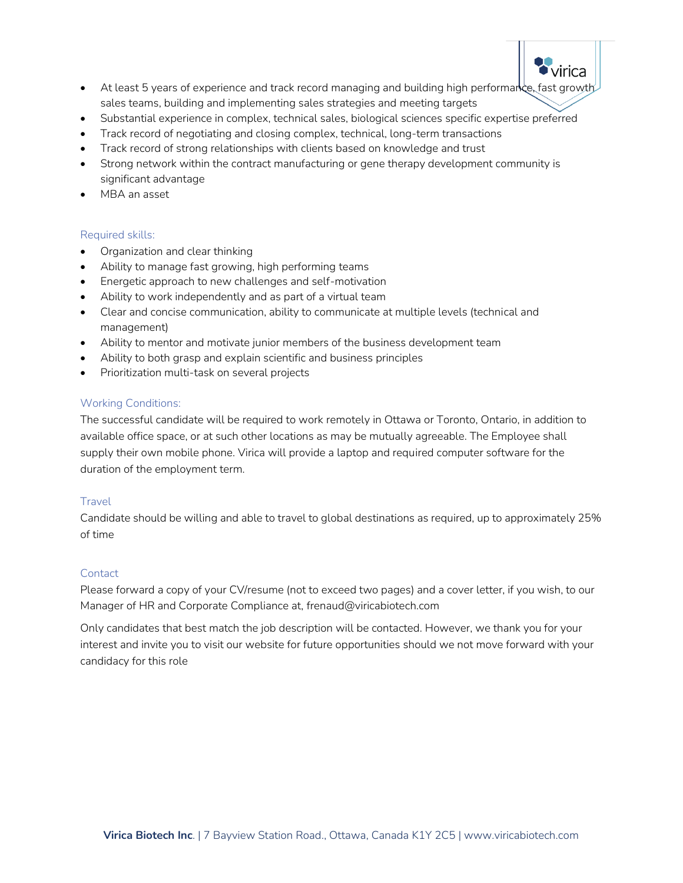- At least 5 years of experience and track record managing and building high performance, fast growth sales teams, building and implementing sales strategies and meeting targets
- Substantial experience in complex, technical sales, biological sciences specific expertise preferred
- Track record of negotiating and closing complex, technical, long-term transactions
- Track record of strong relationships with clients based on knowledge and trust
- Strong network within the contract manufacturing or gene therapy development community is significant advantage
- MBA an asset

### Required skills:

- Organization and clear thinking
- Ability to manage fast growing, high performing teams
- Energetic approach to new challenges and self-motivation
- Ability to work independently and as part of a virtual team
- Clear and concise communication, ability to communicate at multiple levels (technical and management)
- Ability to mentor and motivate junior members of the business development team
- Ability to both grasp and explain scientific and business principles
- Prioritization multi-task on several projects

### Working Conditions:

The successful candidate will be required to work remotely in Ottawa or Toronto, Ontario, in addition to available office space, or at such other locations as may be mutually agreeable. The Employee shall supply their own mobile phone. Virica will provide a laptop and required computer software for the duration of the employment term.

### Travel

Candidate should be willing and able to travel to global destinations as required, up to approximately 25% of time

### Contact

Please forward a copy of your CV/resume (not to exceed two pages) and a cover letter, if you wish, to our Manager of HR and Corporate Compliance at, frenaud@viricabiotech.com

Only candidates that best match the job description will be contacted. However, we thank you for your interest and invite you to visit our website for future opportunities should we not move forward with your candidacy for this role